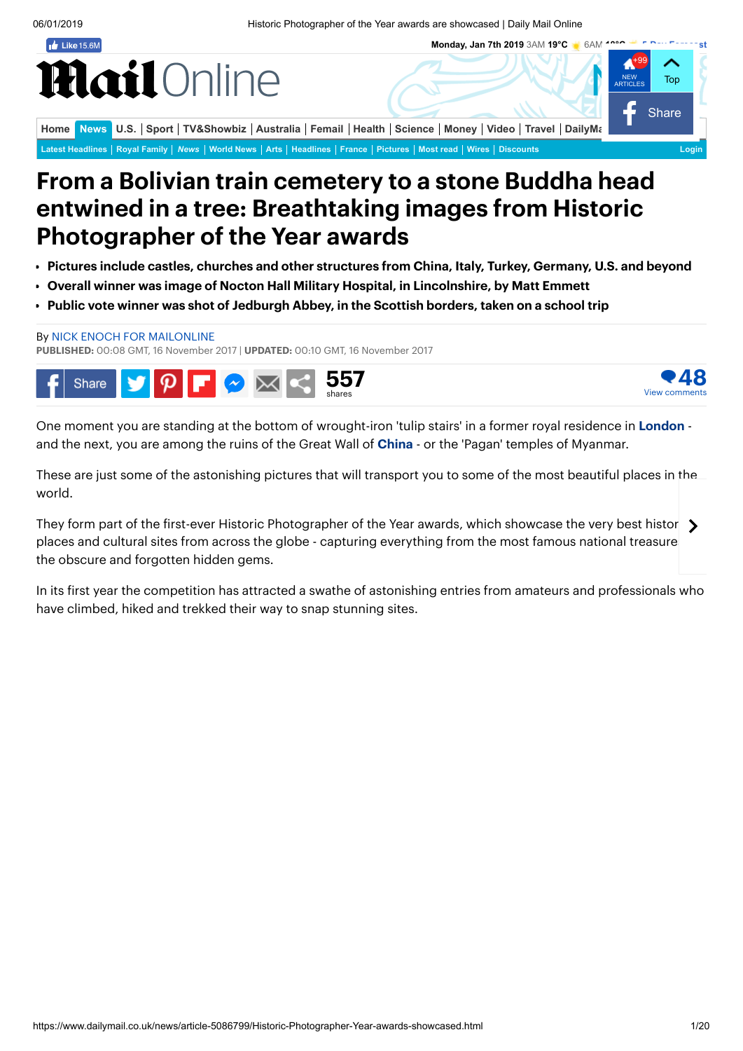# From a Bolivian train cemetery to a stone Buddha head entwined in a tree: Breathtaking images from Historic Photographer of the Year awards

- Pictures include castles, churches and other structures from China, Italy, Turkey, Germany, U.S. and beyond
- Overall winner was image of Nocton Hall Military Hospital, in Lincolnshire, by Matt Emmett
- Public vote winner was shot of Jedburgh Abbey, in the Scottish borders, taken on a school trip

By NICK ENOCH FOR MAILONLINE
**PUBLISHED:** 00:08 GMT, 16 November 2017 | **UPDATED:** 00:10 GMT, 16 November 2017

One moment you are standing at the bottom of wrought-iron 'tulip stairs' in a former royal residence in **London** - and the next, you are among the ruins of the Great Wall of **China** - or the 'Pagan' temples of Myanmar.

These are just some of the astonishing pictures that will transport you to some of the most beautiful places in the world.

They form part of the first-ever Historic Photographer of the Year awards, which showcase the very best histor places and cultural sites from across the globe - capturing everything from the most famous national treasure the obscure and forgotten hidden gems.

In its first year the competition has attracted a swathe of astonishing entries from amateurs and professionals who have climbed, hiked and trekked their way to snap stunning sites.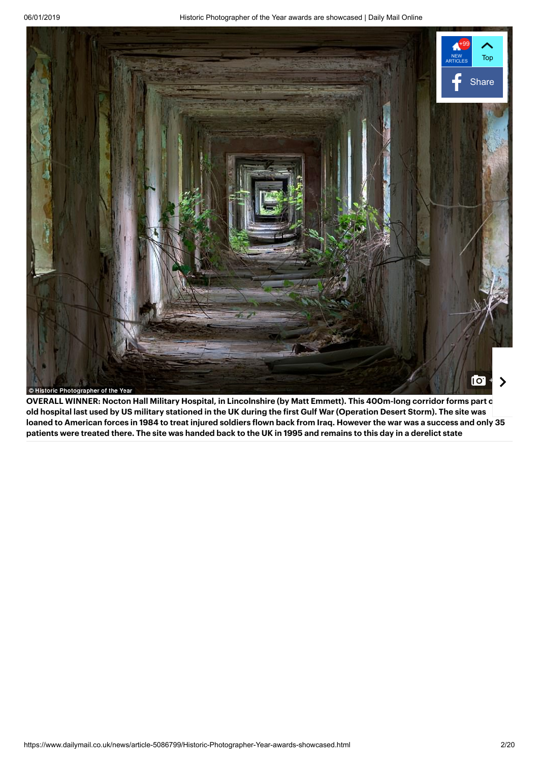© Historic Photographer of the Year

**OVERALL WINNER: Nocton Hall Military Hospital, in Lincolnshire (by Matt Emmett). This 400m-long corridor forms part o old hospital last used by US military stationed in the UK during the first Gulf War (Operation Desert Storm). The site was loaned to American forces in 1984 to treat injured soldiers flown back from Iraq. However the war was a success and only 35 patients were treated there. The site was handed back to the UK in 1995 and remains to this day in a derelict state**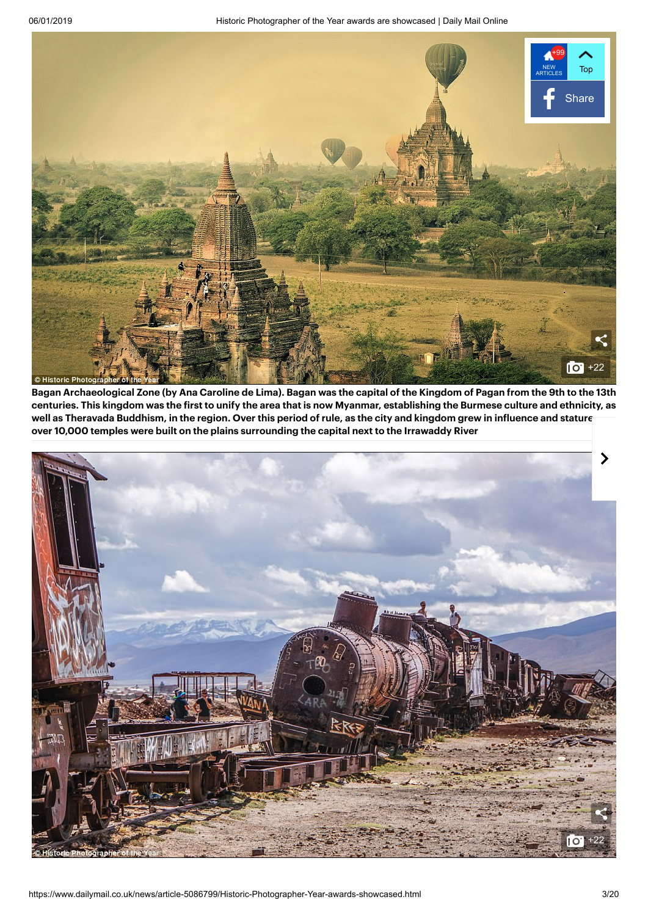© Historic Photographer of the Year

**Bagan Archaeological Zone (by Ana Caroline de Lima). Bagan was the capital of the Kingdom of Pagan from the 9th to the 13th centuries. This kingdom was the first to unify the area that is now Myanmar, establishing the Burmese culture and ethnicity, as well as Theravada Buddhism, in the region. Over this period of rule, as the city and kingdom grew in influence and stature over 10,000 temples were built on the plains surrounding the capital next to the Irrawaddy River**

© Historic Photographer of the Year